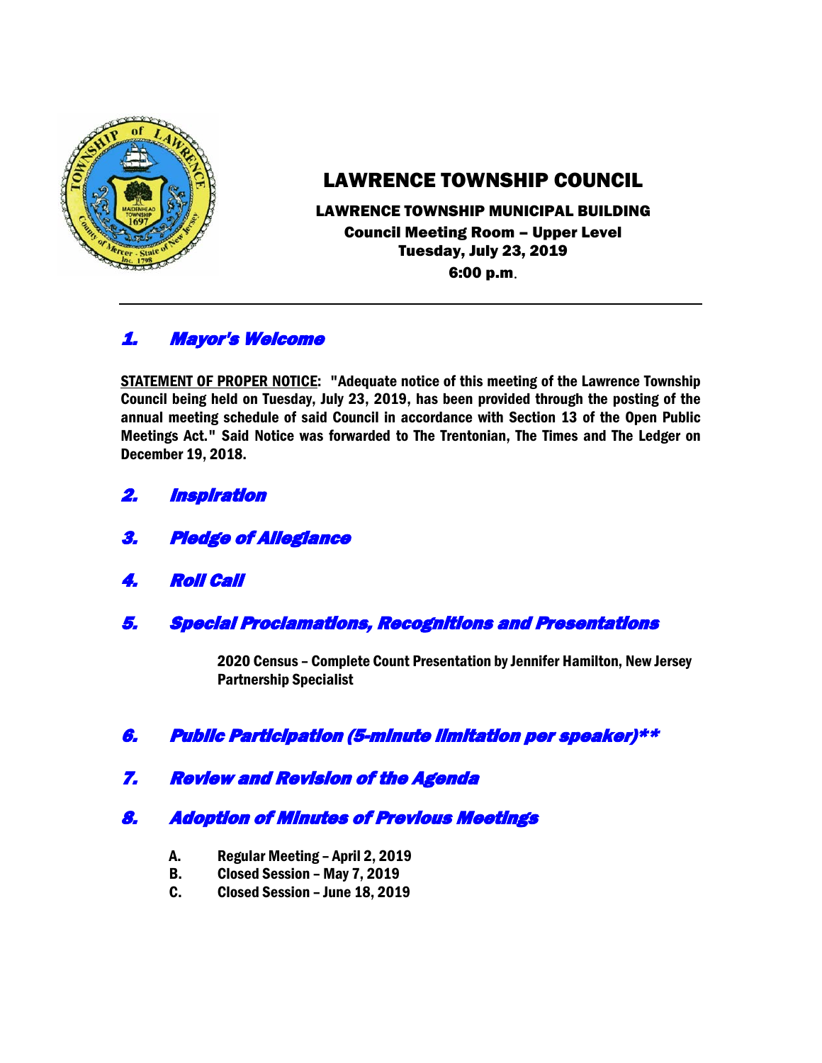# LAWRENCE TOWNSHIP COUNCIL

**LAWRENCE TOWNSHIP MUNICIPAL BUILDING**
**Council Meeting Room – Upper Level**
**Tuesday, July 23, 2019**
**6:00 p.m.**

---

## *1. Mayor's Welcome*

**STATEMENT OF PROPER NOTICE: "Adequate notice of this meeting of the Lawrence Township Council being held on Tuesday, July 23, 2019, has been provided through the posting of the annual meeting schedule of said Council in accordance with Section 13 of the Open Public Meetings Act." Said Notice was forwarded to The Trentonian, The Times and The Ledger on December 19, 2018.**

## *2. Inspiration*

## *3. Pledge of Allegiance*

## *4. Roll Call*

## *5. Special Proclamations, Recognitions and Presentations*

**2020 Census – Complete Count Presentation by Jennifer Hamilton, New Jersey Partnership Specialist**

## *6. Public Participation (5-minute limitation per speaker)**

## *7. Review and Revision of the Agenda*

## *8. Adoption of Minutes of Previous Meetings*

**A. Regular Meeting – April 2, 2019**
**B. Closed Session – May 7, 2019**
**C. Closed Session – June 18, 2019**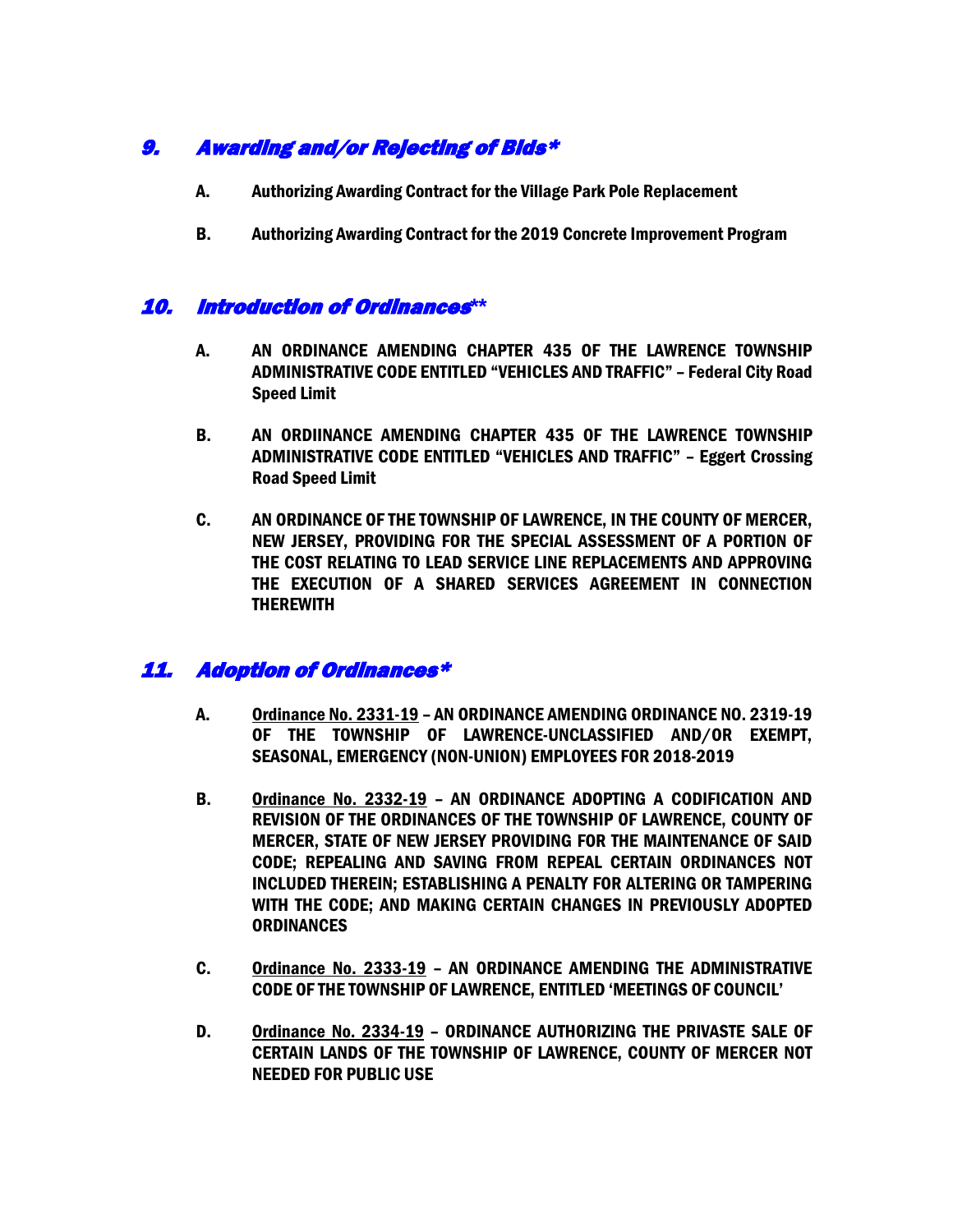## *9. Awarding and/or Rejecting of Bids**

**A. Authorizing Awarding Contract for the Village Park Pole Replacement**

**B. Authorizing Awarding Contract for the 2019 Concrete Improvement Program**

## *10. Introduction of Ordinances***

**A. AN ORDINANCE AMENDING CHAPTER 435 OF THE LAWRENCE TOWNSHIP ADMINISTRATIVE CODE ENTITLED "VEHICLES AND TRAFFIC" – Federal City Road Speed Limit**

**B. AN ORDIINANCE AMENDING CHAPTER 435 OF THE LAWRENCE TOWNSHIP ADMINISTRATIVE CODE ENTITLED "VEHICLES AND TRAFFIC" – Eggert Crossing Road Speed Limit**

**C. AN ORDINANCE OF THE TOWNSHIP OF LAWRENCE, IN THE COUNTY OF MERCER, NEW JERSEY, PROVIDING FOR THE SPECIAL ASSESSMENT OF A PORTION OF THE COST RELATING TO LEAD SERVICE LINE REPLACEMENTS AND APPROVING THE EXECUTION OF A SHARED SERVICES AGREEMENT IN CONNECTION THEREWITH**

## *11. Adoption of Ordinances**

**A. <u>Ordinance No. 2331-19</u> – AN ORDINANCE AMENDING ORDINANCE NO. 2319-19 OF THE TOWNSHIP OF LAWRENCE-UNCLASSIFIED AND/OR EXEMPT, SEASONAL, EMERGENCY (NON-UNION) EMPLOYEES FOR 2018-2019**

**B. <u>Ordinance No. 2332-19</u> – AN ORDINANCE ADOPTING A CODIFICATION AND REVISION OF THE ORDINANCES OF THE TOWNSHIP OF LAWRENCE, COUNTY OF MERCER, STATE OF NEW JERSEY PROVIDING FOR THE MAINTENANCE OF SAID CODE; REPEALING AND SAVING FROM REPEAL CERTAIN ORDINANCES NOT INCLUDED THEREIN; ESTABLISHING A PENALTY FOR ALTERING OR TAMPERING WITH THE CODE; AND MAKING CERTAIN CHANGES IN PREVIOUSLY ADOPTED ORDINANCES**

**C. <u>Ordinance No. 2333-19</u> – AN ORDINANCE AMENDING THE ADMINISTRATIVE CODE OF THE TOWNSHIP OF LAWRENCE, ENTITLED 'MEETINGS OF COUNCIL'**

**D. <u>Ordinance No. 2334-19</u> – ORDINANCE AUTHORIZING THE PRIVASTE SALE OF CERTAIN LANDS OF THE TOWNSHIP OF LAWRENCE, COUNTY OF MERCER NOT NEEDED FOR PUBLIC USE**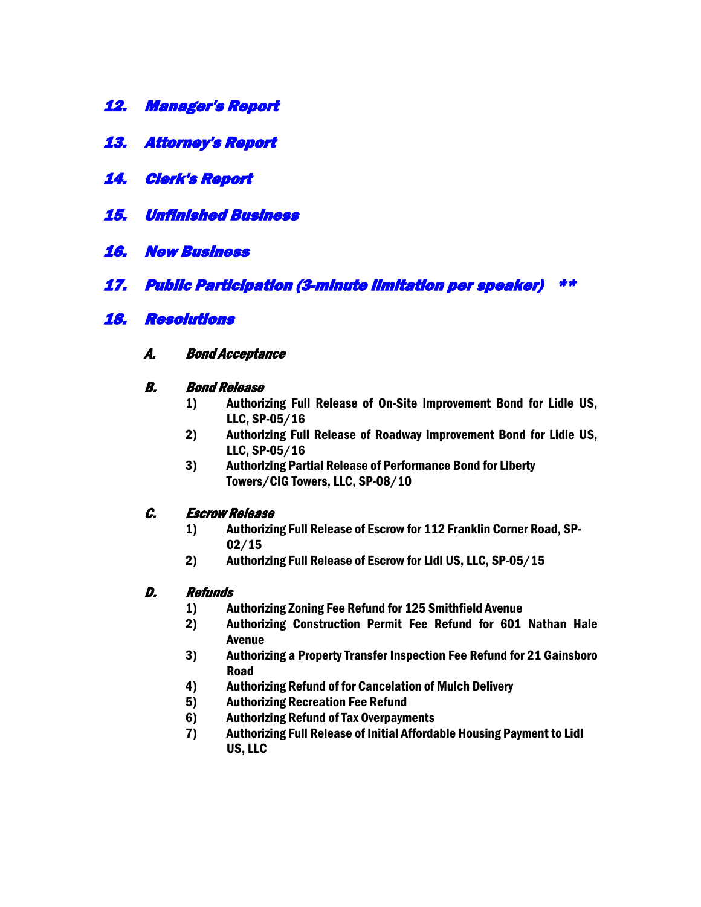## *12. Manager's Report*

## *13. Attorney's Report*

## *14. Clerk's Report*

## *15. Unfinished Business*

## *16. New Business*

## *17. Public Participation (3-minute limitation per speaker) **

## *18. Resolutions*

### *A. Bond Acceptance*

### *B. Bond Release*

1) **Authorizing Full Release of On-Site Improvement Bond for Lidle US, LLC, SP-05/16**
2) **Authorizing Full Release of Roadway Improvement Bond for Lidle US, LLC, SP-05/16**
3) **Authorizing Partial Release of Performance Bond for Liberty Towers/CIG Towers, LLC, SP-08/10**

### *C. Escrow Release*

1) **Authorizing Full Release of Escrow for 112 Franklin Corner Road, SP-02/15**
2) **Authorizing Full Release of Escrow for Lidl US, LLC, SP-05/15**

### *D. Refunds*

1) **Authorizing Zoning Fee Refund for 125 Smithfield Avenue**
2) **Authorizing Construction Permit Fee Refund for 601 Nathan Hale Avenue**
3) **Authorizing a Property Transfer Inspection Fee Refund for 21 Gainsboro Road**
4) **Authorizing Refund of for Cancelation of Mulch Delivery**
5) **Authorizing Recreation Fee Refund**
6) **Authorizing Refund of Tax Overpayments**
7) **Authorizing Full Release of Initial Affordable Housing Payment to Lidl US, LLC**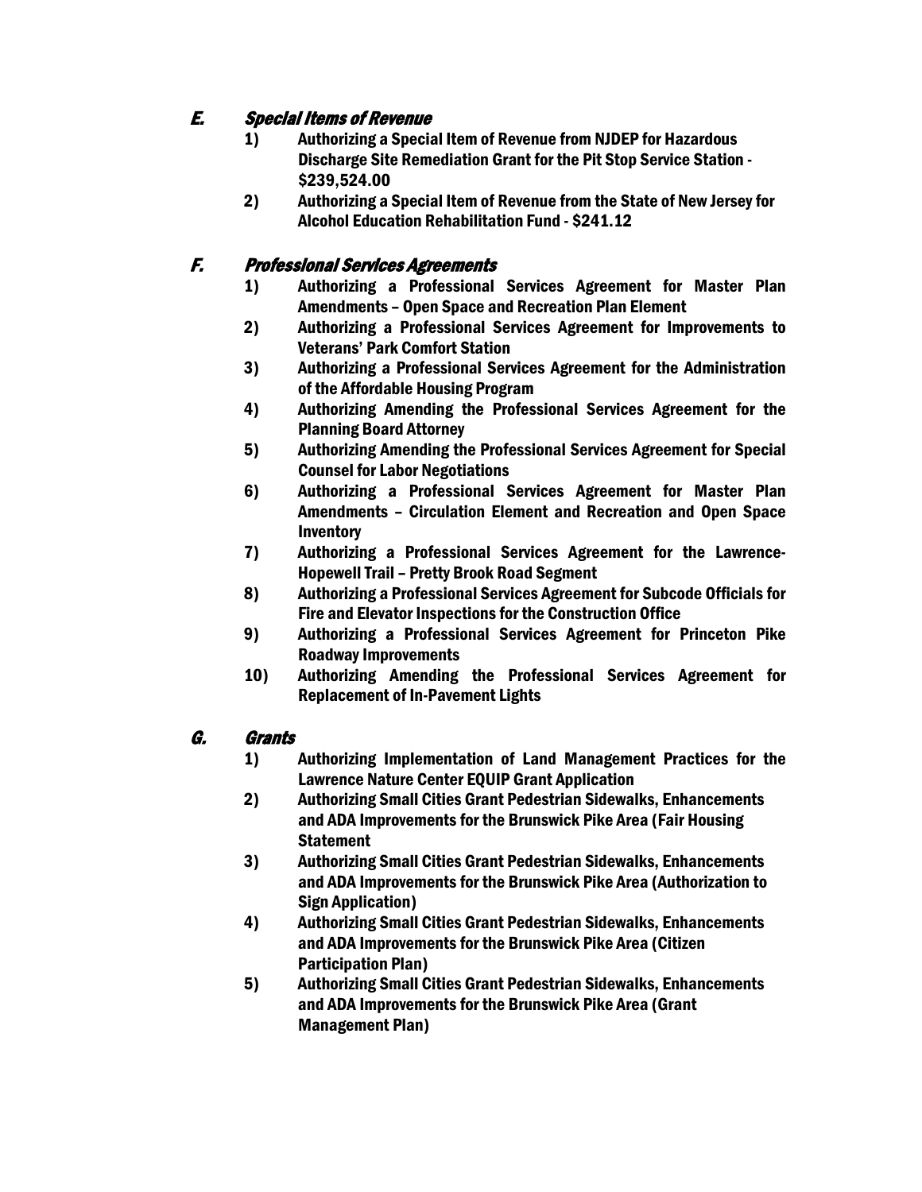## E. *Special Items of Revenue*

1) **Authorizing a Special Item of Revenue from NJDEP for Hazardous Discharge Site Remediation Grant for the Pit Stop Service Station - $239,524.00**
2) **Authorizing a Special Item of Revenue from the State of New Jersey for Alcohol Education Rehabilitation Fund - $241.12**

## F. *Professional Services Agreements*

1) **Authorizing a Professional Services Agreement for Master Plan Amendments – Open Space and Recreation Plan Element**
2) **Authorizing a Professional Services Agreement for Improvements to Veterans' Park Comfort Station**
3) **Authorizing a Professional Services Agreement for the Administration of the Affordable Housing Program**
4) **Authorizing Amending the Professional Services Agreement for the Planning Board Attorney**
5) **Authorizing Amending the Professional Services Agreement for Special Counsel for Labor Negotiations**
6) **Authorizing a Professional Services Agreement for Master Plan Amendments – Circulation Element and Recreation and Open Space Inventory**
7) **Authorizing a Professional Services Agreement for the Lawrence-Hopewell Trail – Pretty Brook Road Segment**
8) **Authorizing a Professional Services Agreement for Subcode Officials for Fire and Elevator Inspections for the Construction Office**
9) **Authorizing a Professional Services Agreement for Princeton Pike Roadway Improvements**
10) **Authorizing Amending the Professional Services Agreement for Replacement of In-Pavement Lights**

## G. *Grants*

1) **Authorizing Implementation of Land Management Practices for the Lawrence Nature Center EQUIP Grant Application**
2) **Authorizing Small Cities Grant Pedestrian Sidewalks, Enhancements and ADA Improvements for the Brunswick Pike Area (Fair Housing Statement**
3) **Authorizing Small Cities Grant Pedestrian Sidewalks, Enhancements and ADA Improvements for the Brunswick Pike Area (Authorization to Sign Application)**
4) **Authorizing Small Cities Grant Pedestrian Sidewalks, Enhancements and ADA Improvements for the Brunswick Pike Area (Citizen Participation Plan)**
5) **Authorizing Small Cities Grant Pedestrian Sidewalks, Enhancements and ADA Improvements for the Brunswick Pike Area (Grant Management Plan)**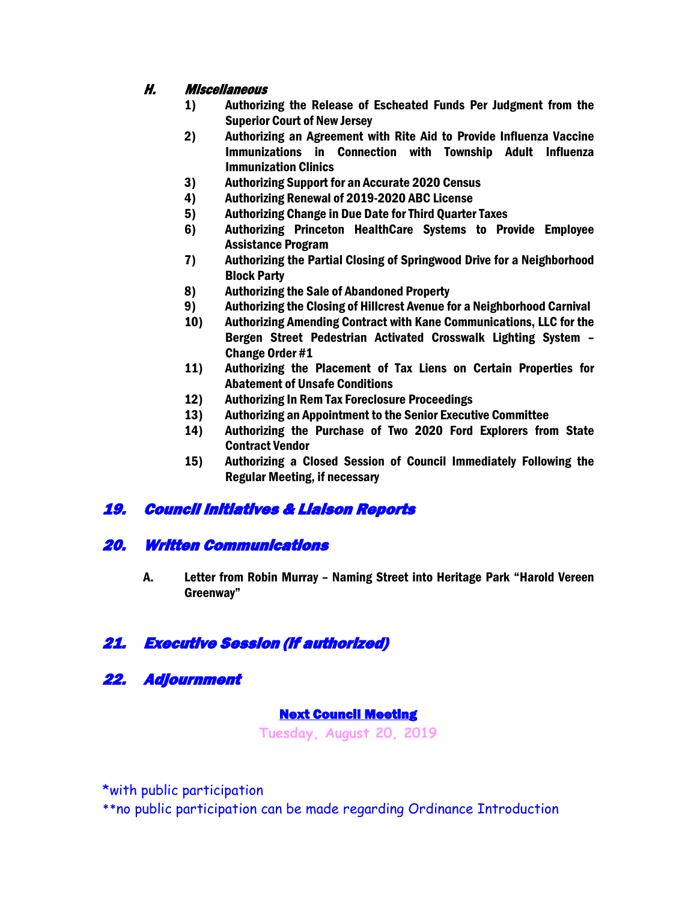### *H. Miscellaneous*

1) **Authorizing the Release of Escheated Funds Per Judgment from the Superior Court of New Jersey**
2) **Authorizing an Agreement with Rite Aid to Provide Influenza Vaccine Immunizations in Connection with Township Adult Influenza Immunization Clinics**
3) **Authorizing Support for an Accurate 2020 Census**
4) **Authorizing Renewal of 2019-2020 ABC License**
5) **Authorizing Change in Due Date for Third Quarter Taxes**
6) **Authorizing Princeton HealthCare Systems to Provide Employee Assistance Program**
7) **Authorizing the Partial Closing of Springwood Drive for a Neighborhood Block Party**
8) **Authorizing the Sale of Abandoned Property**
9) **Authorizing the Closing of Hillcrest Avenue for a Neighborhood Carnival**
10) **Authorizing Amending Contract with Kane Communications, LLC for the Bergen Street Pedestrian Activated Crosswalk Lighting System – Change Order #1**
11) **Authorizing the Placement of Tax Liens on Certain Properties for Abatement of Unsafe Conditions**
12) **Authorizing In Rem Tax Foreclosure Proceedings**
13) **Authorizing an Appointment to the Senior Executive Committee**
14) **Authorizing the Purchase of Two 2020 Ford Explorers from State Contract Vendor**
15) **Authorizing a Closed Session of Council Immediately Following the Regular Meeting, if necessary**

## *19. Council Initiatives & Liaison Reports*

## *20. Written Communications*

**A. Letter from Robin Murray – Naming Street into Heritage Park "Harold Vereen Greenway"**

## *21. Executive Session (if authorized)*

## *22. Adjournment*

**Next Council Meeting**

Tuesday, August 20, 2019

*with public participation

**no public participation can be made regarding Ordinance Introduction